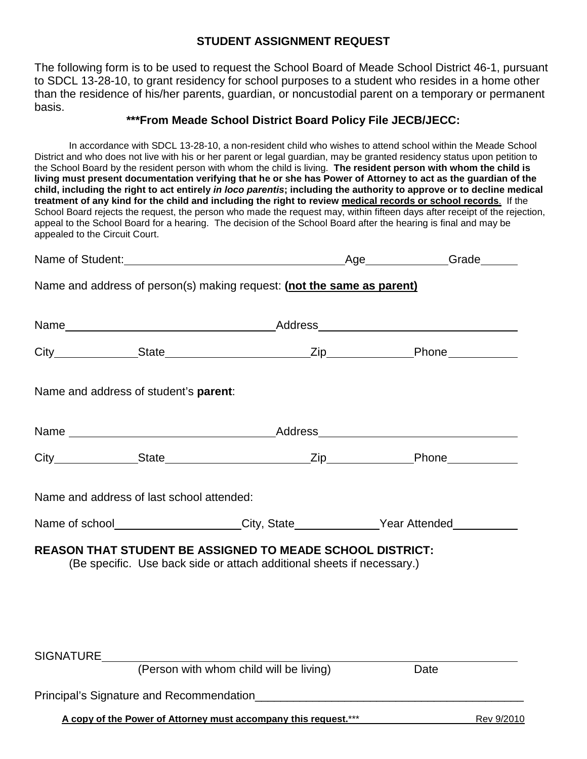# STUDENT ASSIGNMENT REQUEST

The following form is to be used to request the School Board of Meade School District 46-1, pursuant to SDCL 13-28-10, to grant residency for school purposes to a student who resides in a home other than the residence of his/her parents, guardian, or noncustodial parent on a temporary or permanent basis.

### ***From Meade School District Board Policy File JECB/JECC:

In accordance with SDCL 13-28-10, a non-resident child who wishes to attend school within the Meade School District and who does not live with his or her parent or legal guardian, may be granted residency status upon petition to the School Board by the resident person with whom the child is living. **The resident person with whom the child is living must present documentation verifying that he or she has Power of Attorney to act as the guardian of the child, including the right to act entirely *in loco parentis*; including the authority to approve or to decline medical treatment of any kind for the child and including the right to review <u>medical records or school records</u>.** If the School Board rejects the request, the person who made the request may, within fifteen days after receipt of the rejection, appeal to the School Board for a hearing. The decision of the School Board after the hearing is final and may be appealed to the Circuit Court.

Name of Student:\_\_\_\_\_\_\_\_\_\_\_\_\_\_\_\_\_\_\_\_\_\_\_\_\_\_\_\_\_\_ Age\_\_\_\_\_\_\_\_\_\_ Grade\_\_\_\_\_

Name and address of person(s) making request: **<u>(not the same as parent)</u>**

Name\_\_\_\_\_\_\_\_\_\_\_\_\_\_\_\_\_\_\_\_\_\_\_\_\_\_\_\_\_\_ Address\_\_\_\_\_\_\_\_\_\_\_\_\_\_\_\_\_\_\_\_\_\_\_\_\_\_\_\_\_\_

City\_\_\_\_\_\_\_\_\_\_\_\_ State\_\_\_\_\_\_\_\_\_\_\_\_\_\_\_\_\_\_\_\_ Zip\_\_\_\_\_\_\_\_\_\_\_\_ Phone\_\_\_\_\_\_\_\_\_\_

Name and address of student's **parent**:

Name\_\_\_\_\_\_\_\_\_\_\_\_\_\_\_\_\_\_\_\_\_\_\_\_\_\_\_\_\_\_ Address\_\_\_\_\_\_\_\_\_\_\_\_\_\_\_\_\_\_\_\_\_\_\_\_\_\_\_\_\_\_

City\_\_\_\_\_\_\_\_\_\_\_\_ State\_\_\_\_\_\_\_\_\_\_\_\_\_\_\_\_\_\_\_\_ Zip\_\_\_\_\_\_\_\_\_\_\_\_ Phone\_\_\_\_\_\_\_\_\_\_

Name and address of last school attended:

Name of school\_\_\_\_\_\_\_\_\_\_\_\_\_\_\_\_\_\_ City, State\_\_\_\_\_\_\_\_\_\_\_\_ Year Attended\_\_\_\_\_\_\_\_\_\_

**REASON THAT STUDENT BE ASSIGNED TO MEADE SCHOOL DISTRICT:**
(Be specific. Use back side or attach additional sheets if necessary.)

SIGNATURE\_\_\_\_\_\_\_\_\_\_\_\_\_\_\_\_\_\_\_\_\_\_\_\_\_\_\_\_\_\_\_\_\_\_\_\_\_\_\_\_\_\_\_\_\_\_\_\_\_\_\_\_
(Person with whom child will be living) Date

Principal's Signature and Recommendation\_\_\_\_\_\_\_\_\_\_\_\_\_\_\_\_\_\_\_\_\_\_\_\_\_\_\_\_\_\_\_\_\_\_\_\_\_\_\_\_

**<u>A copy of the Power of Attorney must accompany this request.</u>**\*\*\* Rev 9/2010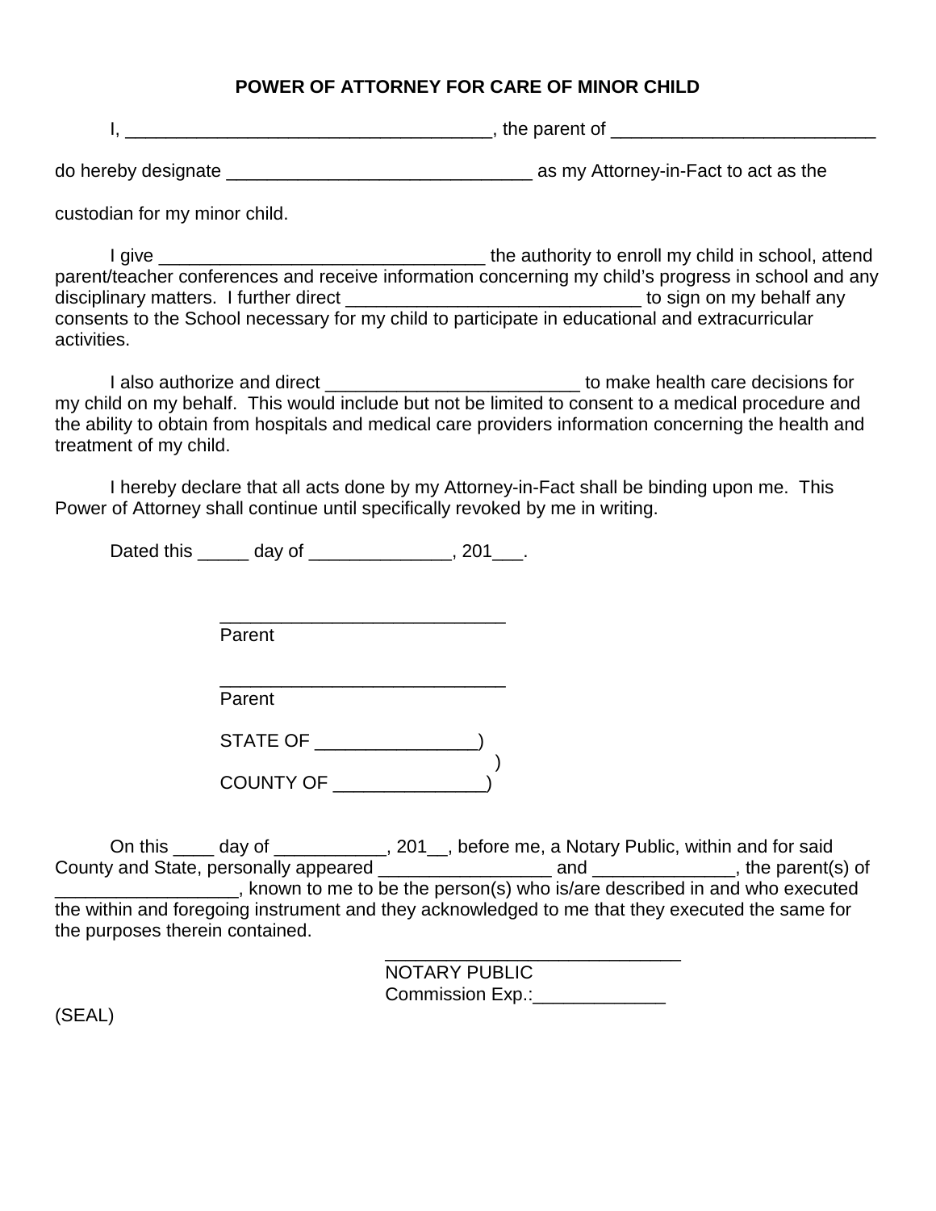# POWER OF ATTORNEY FOR CARE OF MINOR CHILD

I, ___________________________________, the parent of __________________________

do hereby designate _____________________________ as my Attorney-in-Fact to act as the

custodian for my minor child.

I give ________________________________ the authority to enroll my child in school, attend parent/teacher conferences and receive information concerning my child's progress in school and any disciplinary matters. I further direct ____________________________ to sign on my behalf any consents to the School necessary for my child to participate in educational and extracurricular activities.

I also authorize and direct ________________________ to make health care decisions for my child on my behalf. This would include but not be limited to consent to a medical procedure and the ability to obtain from hospitals and medical care providers information concerning the health and treatment of my child.

I hereby declare that all acts done by my Attorney-in-Fact shall be binding upon me. This Power of Attorney shall continue until specifically revoked by me in writing.

Dated this _____ day of ______________, 201___.

___________________________
Parent

___________________________
Parent

STATE OF ________________)
)
COUNTY OF _______________)

On this ____ day of ___________, 201__, before me, a Notary Public, within and for said County and State, personally appeared _________________ and ______________, the parent(s) of __________________, known to me to be the person(s) who is/are described in and who executed the within and foregoing instrument and they acknowledged to me that they executed the same for the purposes therein contained.

_____________________________
NOTARY PUBLIC
Commission Exp.:_____________

(SEAL)